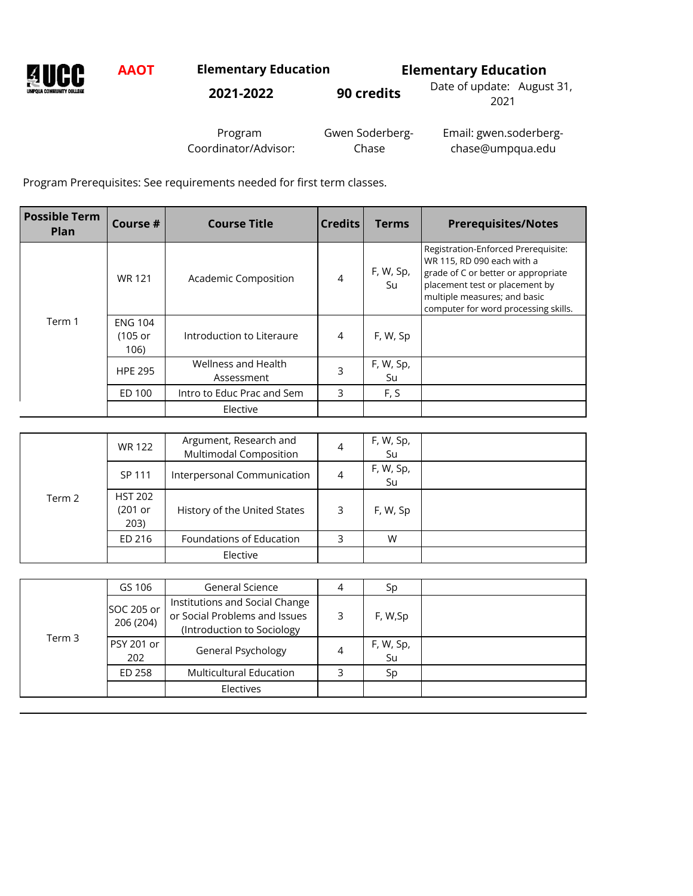**AAOT** **Elementary Education** **2021-2022** **90 credits**

## Elementary Education

Date of update: August 31, 2021

Program Coordinator/Advisor: Gwen Soderberg-Chase Email: gwen.soderberg-chase@umpqua.edu

Program Prerequisites: See requirements needed for first term classes.

| Possible Term Plan | Course # | Course Title | Credits | Terms | Prerequisites/Notes |
|---|---|---|---|---|---|
| Term 1 | WR 121 | Academic Composition | 4 | F, W, Sp, Su | Registration-Enforced Prerequisite: WR 115, RD 090 each with a grade of C or better or appropriate placement test or placement by multiple measures; and basic computer for word processing skills. |
| | ENG 104 (105 or 106) | Introduction to Literaure | 4 | F, W, Sp | |
| | HPE 295 | Wellness and Health Assessment | 3 | F, W, Sp, Su | |
| | ED 100 | Intro to Educ Prac and Sem | 3 | F, S | |
| | | Elective | | | |
| Term 2 | WR 122 | Argument, Research and Multimodal Composition | 4 | F, W, Sp, Su | |
| | SP 111 | Interpersonal Communication | 4 | F, W, Sp, Su | |
| | HST 202 (201 or 203) | History of the United States | 3 | F, W, Sp | |
| | ED 216 | Foundations of Education | 3 | W | |
| | | Elective | | | |
| Term 3 | GS 106 | General Science | 4 | Sp | |
| | SOC 205 or 206 (204) | Institutions and Social Change or Social Problems and Issues (Introduction to Sociology | 3 | F, W,Sp | |
| | PSY 201 or 202 | General Psychology | 4 | F, W, Sp, Su | |
| | ED 258 | Multicultural Education | 3 | Sp | |
| | | Electives | | | |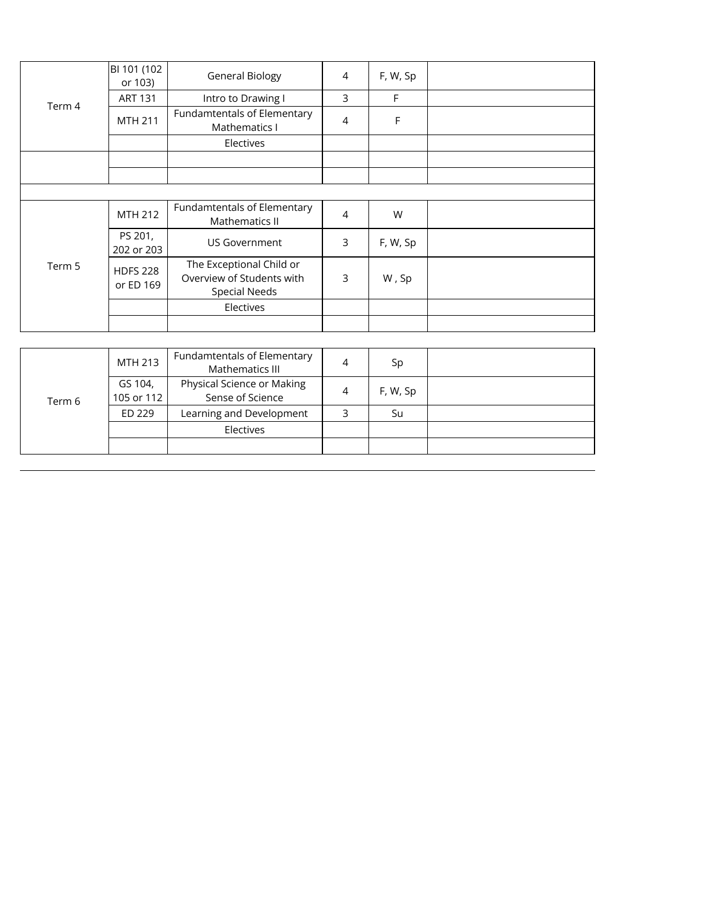| | | | | | |
|---|---|---|---|---|---|
| Term 4 | BI 101 (102 or 103) | General Biology | 4 | F, W, Sp | |
| | ART 131 | Intro to Drawing I | 3 | F | |
| | MTH 211 | Fundamtentals of Elementary Mathematics I | 4 | F | |
| | | Electives | | | |
| | | | | | |
| | | | | | |

| | | | | | |
|---|---|---|---|---|---|
| Term 5 | MTH 212 | Fundamtentals of Elementary Mathematics II | 4 | W | |
| | PS 201, 202 or 203 | US Government | 3 | F, W, Sp | |
| | HDFS 228 or ED 169 | The Exceptional Child or Overview of Students with Special Needs | 3 | W , Sp | |
| | | Electives | | | |
| | | | | | |

| | | | | | |
|---|---|---|---|---|---|
| Term 6 | MTH 213 | Fundamtentals of Elementary Mathematics III | 4 | Sp | |
| | GS 104, 105 or 112 | Physical Science or Making Sense of Science | 4 | F, W, Sp | |
| | ED 229 | Learning and Development | 3 | Su | |
| | | Electives | | | |
| | | | | | |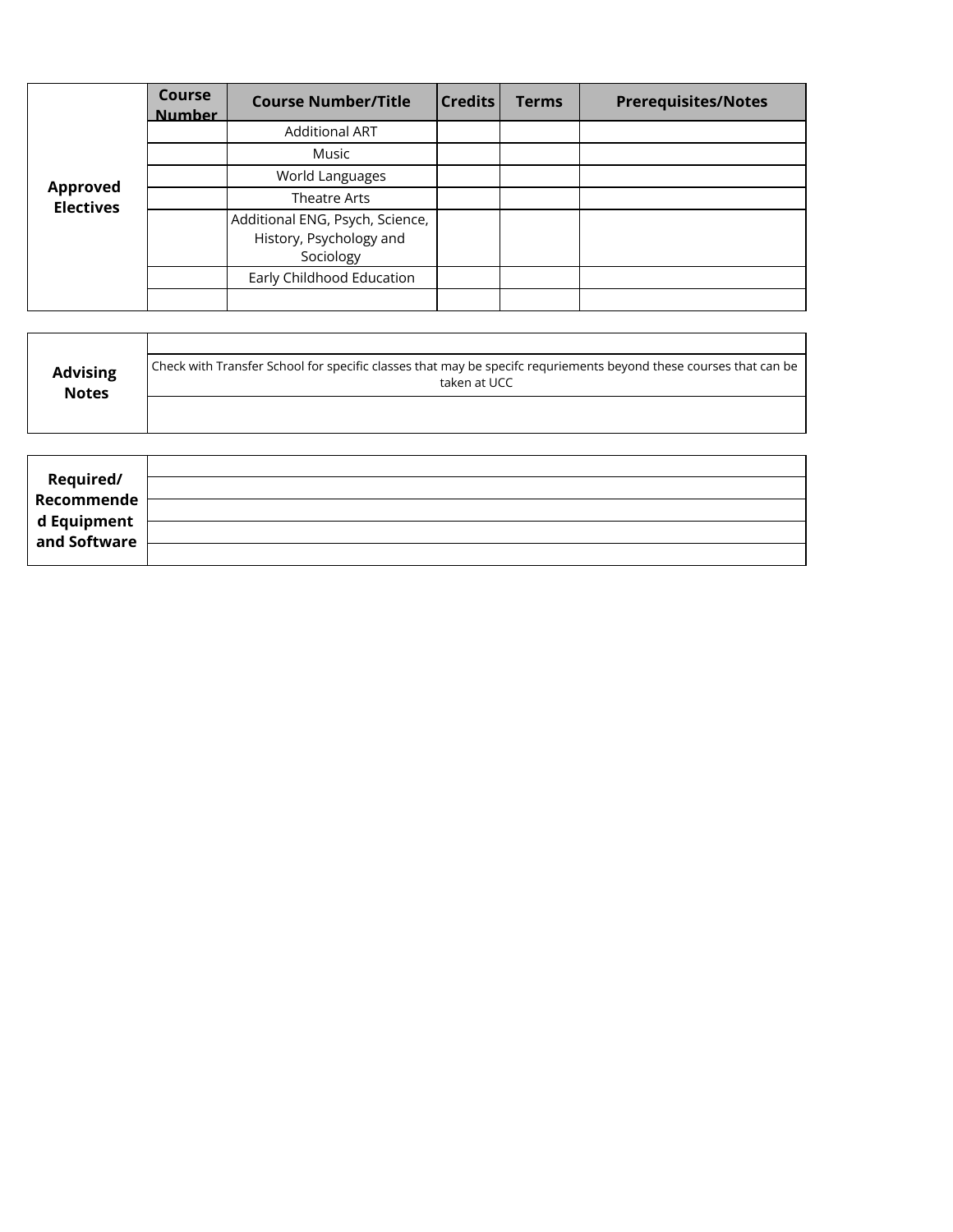| | Course Number | Course Number/Title | Credits | Terms | Prerequisites/Notes |
|---|---|---|---|---|---|
| **Approved Electives** | | Additional ART | | | |
| | | Music | | | |
| | | World Languages | | | |
| | | Theatre Arts | | | |
| | | Additional ENG, Psych, Science, History, Psychology and Sociology | | | |
| | | Early Childhood Education | | | |
| | | | | | |

| | |
|---|---|
| **Advising Notes** | |
| | Check with Transfer School for specific classes that may be specifc requriements beyond these courses that can be taken at UCC |
| | |

| | |
|---|---|
| **Required/ Recommended Equipment and Software** | |
| | |
| | |
| | |
| | |